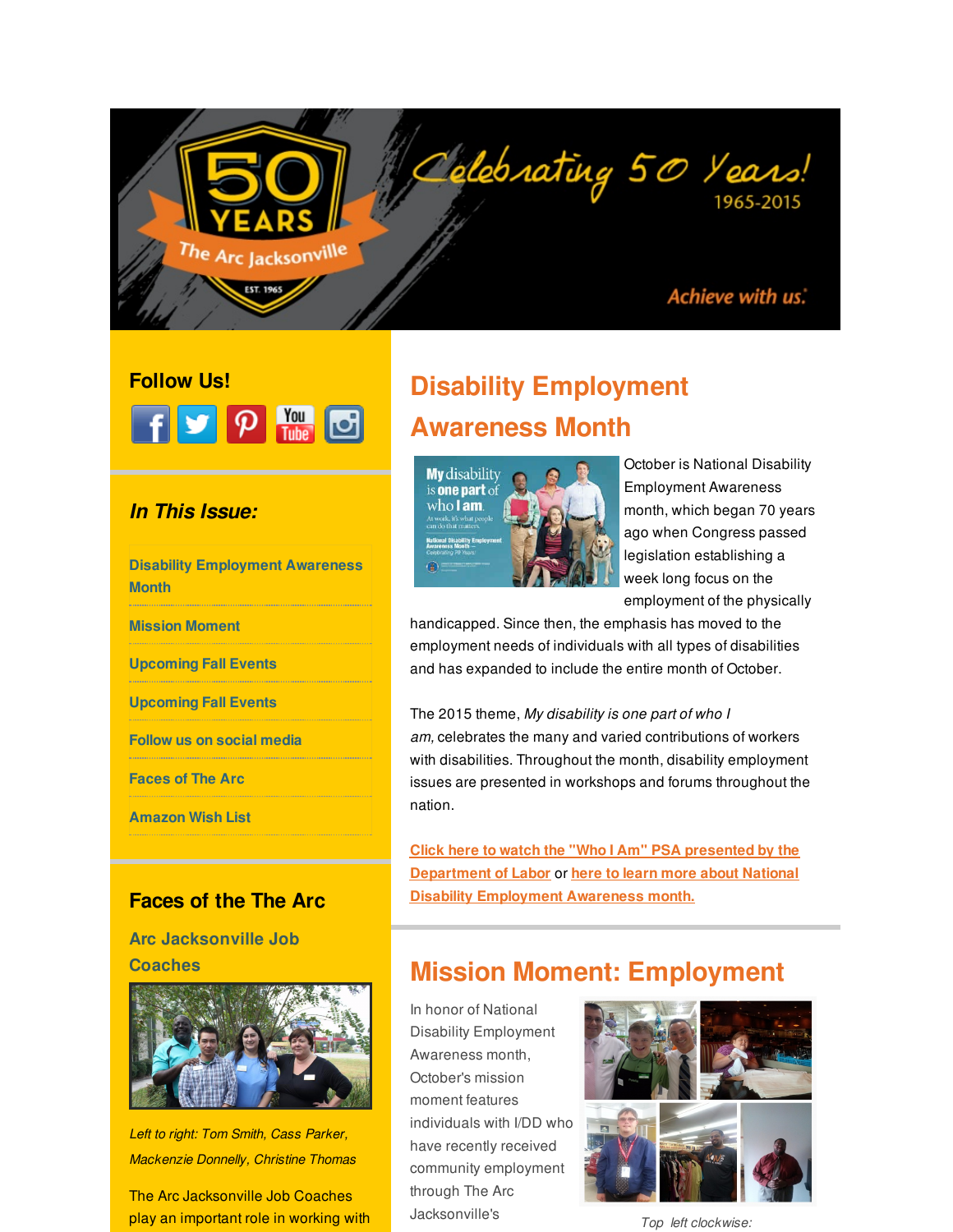# Celebrating 50 Years! 1965-2015

Achieve with us.

## Follow Us!

## *In This Issue:*

- Disability Employment Awareness Month
- Mission Moment
- Upcoming Fall Events
- Upcoming Fall Events
- Follow us on social media
- Faces of The Arc
- Amazon Wish List

## Faces of the The Arc

### Arc Jacksonville Job Coaches

*Left to right: Tom Smith, Cass Parker, Mackenzie Donnelly, Christine Thomas*

The Arc Jacksonville Job Coaches play an important role in working with

# Disability Employment Awareness Month

October is National Disability Employment Awareness month, which began 70 years ago when Congress passed legislation establishing a week long focus on the employment of the physically handicapped. Since then, the emphasis has moved to the employment needs of individuals with all types of disabilities and has expanded to include the entire month of October.

The 2015 theme, *My disability is one part of who I am*, celebrates the many and varied contributions of workers with disabilities. Throughout the month, disability employment issues are presented in workshops and forums throughout the nation.

**Click here to watch the "Who I Am" PSA presented by the Department of Labor** or **here to learn more about National Disability Employment Awareness month.**

# Mission Moment: Employment

In honor of National Disability Employment Awareness month, October's mission moment features individuals with I/DD who have recently received community employment through The Arc Jacksonville's

*Top left clockwise:*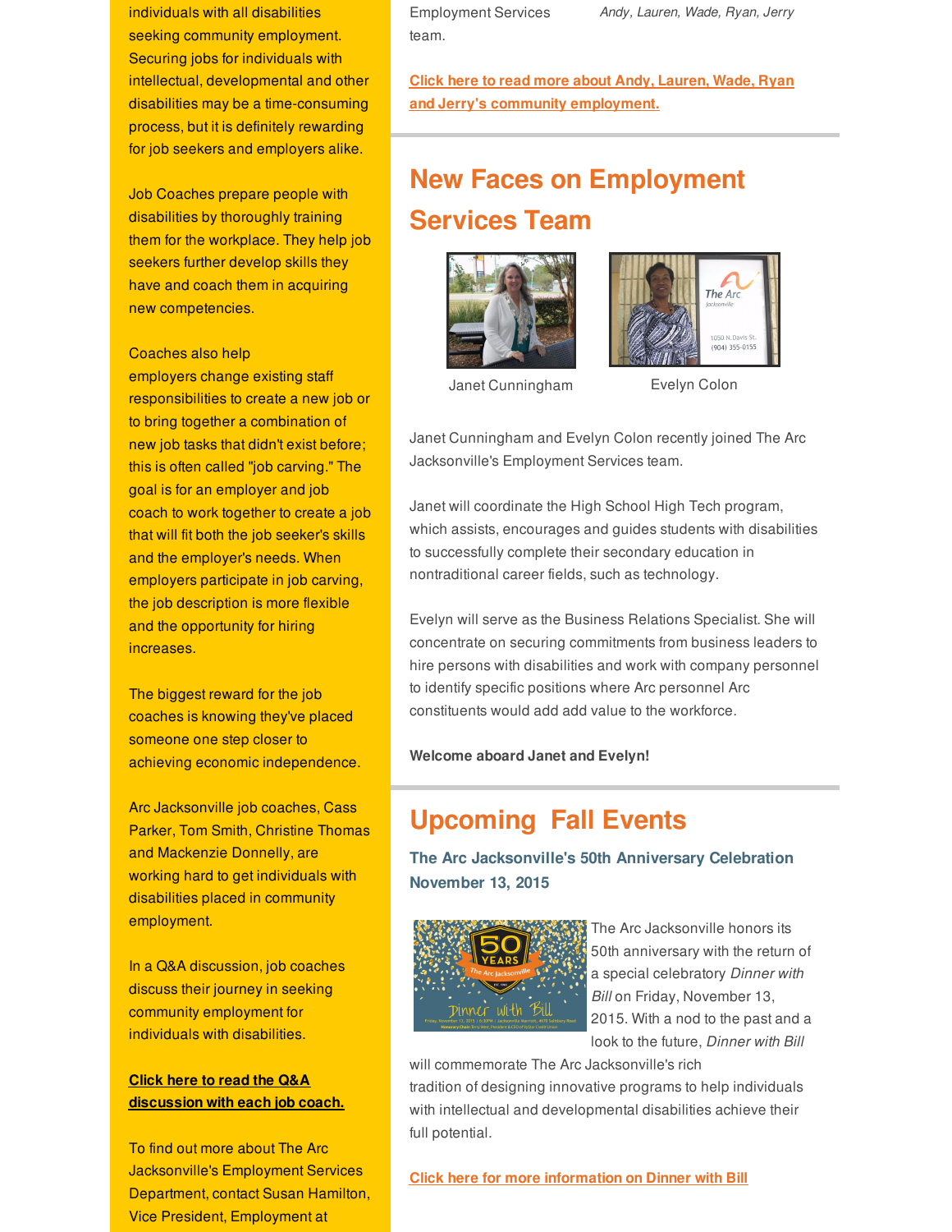individuals with all disabilities seeking community employment. Securing jobs for individuals with intellectual, developmental and other disabilities may be a time-consuming process, but it is definitely rewarding for job seekers and employers alike.

Job Coaches prepare people with disabilities by thoroughly training them for the workplace. They help job seekers further develop skills they have and coach them in acquiring new competencies.

Coaches also help employers change existing staff responsibilities to create a new job or to bring together a combination of new job tasks that didn't exist before; this is often called "job carving." The goal is for an employer and job coach to work together to create a job that will fit both the job seeker's skills and the employer's needs. When employers participate in job carving, the job description is more flexible and the opportunity for hiring increases.

The biggest reward for the job coaches is knowing they've placed someone one step closer to achieving economic independence.

Arc Jacksonville job coaches, Cass Parker, Tom Smith, Christine Thomas and Mackenzie Donnelly, are working hard to get individuals with disabilities placed in community employment.

In a Q&A discussion, job coaches discuss their journey in seeking community employment for individuals with disabilities.

**Click here to read the Q&A discussion with each job coach.**

To find out more about The Arc Jacksonville's Employment Services Department, contact Susan Hamilton, Vice President, Employment at

Employment Services team.

*Andy, Lauren, Wade, Ryan, Jerry*

**Click here to read more about Andy, Lauren, Wade, Ryan and Jerry's community employment.**

## New Faces on Employment Services Team

Janet Cunningham

Evelyn Colon

Janet Cunningham and Evelyn Colon recently joined The Arc Jacksonville's Employment Services team.

Janet will coordinate the High School High Tech program, which assists, encourages and guides students with disabilities to successfully complete their secondary education in nontraditional career fields, such as technology.

Evelyn will serve as the Business Relations Specialist. She will concentrate on securing commitments from business leaders to hire persons with disabilities and work with company personnel to identify specific positions where Arc personnel Arc constituents would add add value to the workforce.

**Welcome aboard Janet and Evelyn!**

## Upcoming Fall Events

### The Arc Jacksonville's 50th Anniversary Celebration November 13, 2015

The Arc Jacksonville honors its 50th anniversary with the return of a special celebratory *Dinner with Bill* on Friday, November 13, 2015. With a nod to the past and a look to the future, *Dinner with Bill* will commemorate The Arc Jacksonville's rich tradition of designing innovative programs to help individuals with intellectual and developmental disabilities achieve their full potential.

**Click here for more information on Dinner with Bill**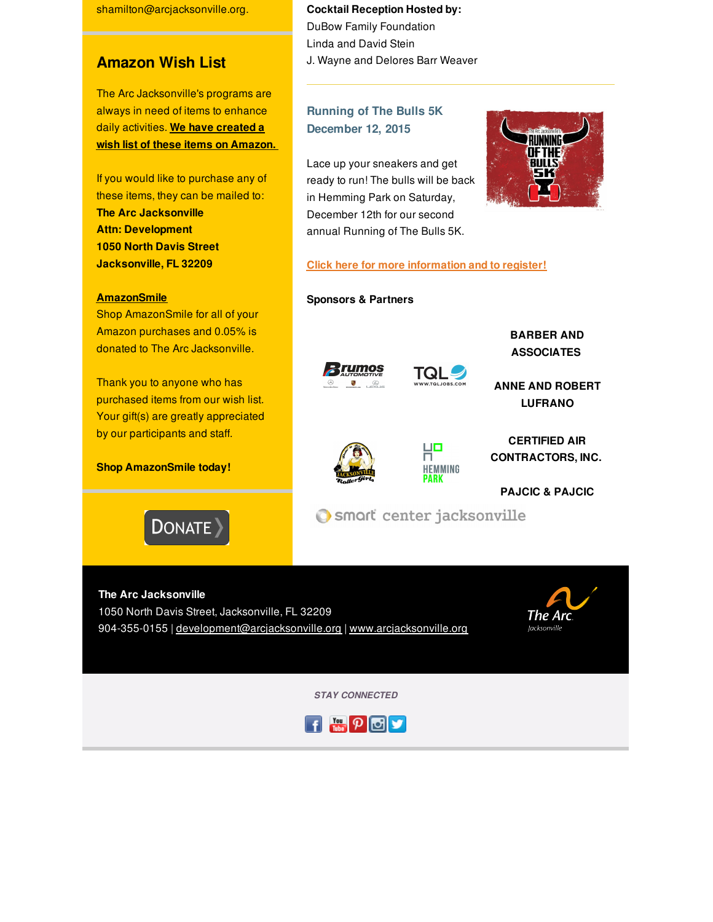shamilton@arcjacksonville.org.

## Amazon Wish List

The Arc Jacksonville's programs are always in need of items to enhance daily activities. **We have created a wish list of these items on Amazon.**

If you would like to purchase any of these items, they can be mailed to:
**The Arc Jacksonville**
**Attn: Development**
**1050 North Davis Street**
**Jacksonville, FL 32209**

**AmazonSmile**
Shop AmazonSmile for all of your Amazon purchases and 0.05% is donated to The Arc Jacksonville.

Thank you to anyone who has purchased items from our wish list. Your gift(s) are greatly appreciated by our participants and staff.

**Shop AmazonSmile today!**

DONATE

**Cocktail Reception Hosted by:**
DuBow Family Foundation
Linda and David Stein
J. Wayne and Delores Barr Weaver

---

### Running of The Bulls 5K
### December 12, 2015

Lace up your sneakers and get ready to run! The bulls will be back in Hemming Park on Saturday, December 12th for our second annual Running of The Bulls 5K.

**Click here for more information and to register!**

**Sponsors & Partners**

Brumos Automotive

TQL www.tqljobs.com

**BARBER AND ASSOCIATES**

**ANNE AND ROBERT LUFRANO**

Jacksonville RollerGirls

Hemming Park

**CERTIFIED AIR CONTRACTORS, INC.**

**PAJCIC & PAJCIC**

smart center jacksonville

**The Arc Jacksonville**
1050 North Davis Street, Jacksonville, FL 32209
904-355-0155 | development@arcjacksonville.org | www.arcjacksonville.org

The Arc Jacksonville

*STAY CONNECTED*